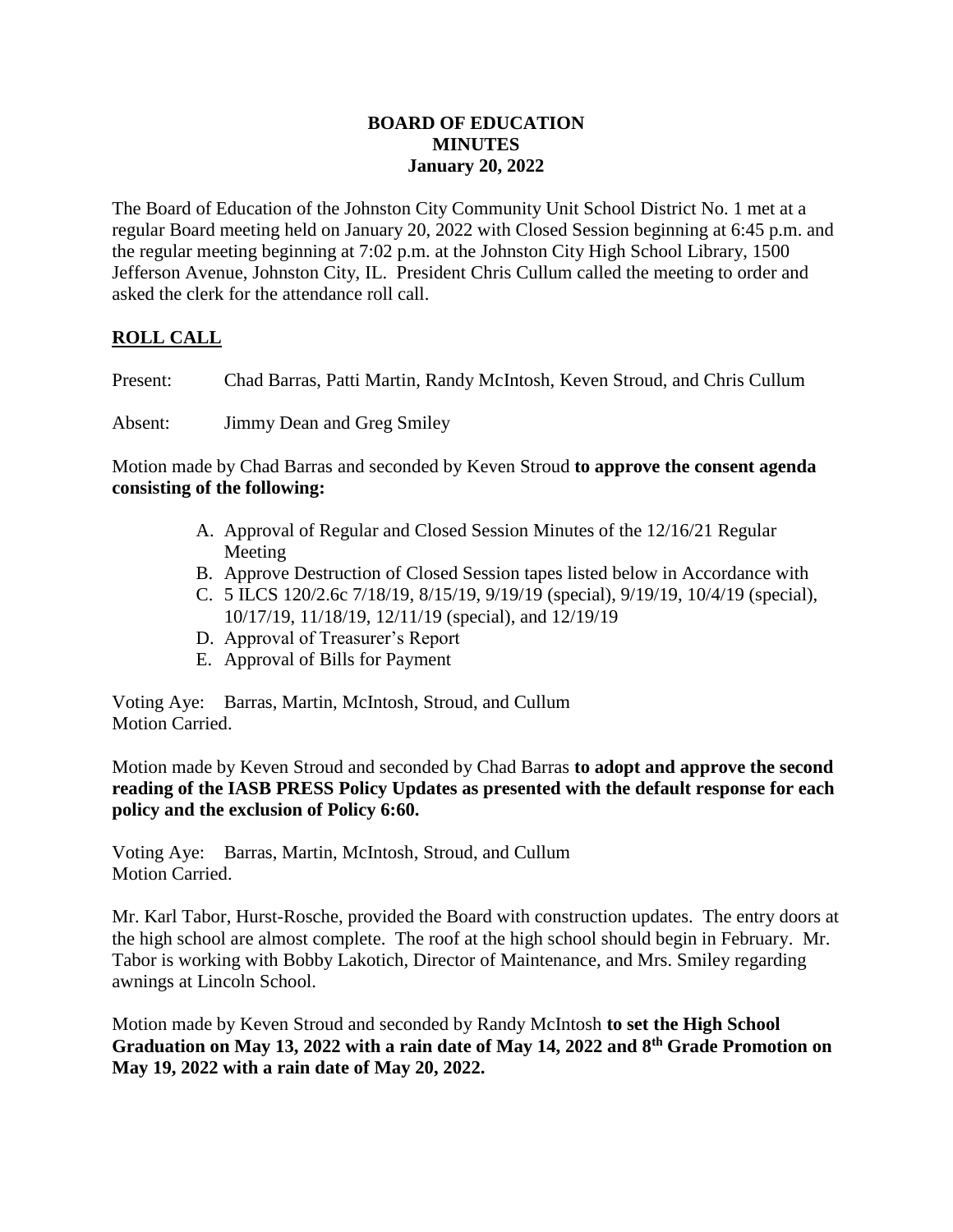**BOARD OF EDUCATION**
**MINUTES**
**January 20, 2022**

The Board of Education of the Johnston City Community Unit School District No. 1 met at a regular Board meeting held on January 20, 2022 with Closed Session beginning at 6:45 p.m. and the regular meeting beginning at 7:02 p.m. at the Johnston City High School Library, 1500 Jefferson Avenue, Johnston City, IL. President Chris Cullum called the meeting to order and asked the clerk for the attendance roll call.

## ROLL CALL

Present: Chad Barras, Patti Martin, Randy McIntosh, Keven Stroud, and Chris Cullum

Absent: Jimmy Dean and Greg Smiley

Motion made by Chad Barras and seconded by Keven Stroud **to approve the consent agenda consisting of the following:**

A. Approval of Regular and Closed Session Minutes of the 12/16/21 Regular Meeting
B. Approve Destruction of Closed Session tapes listed below in Accordance with
C. 5 ILCS 120/2.6c 7/18/19, 8/15/19, 9/19/19 (special), 9/19/19, 10/4/19 (special), 10/17/19, 11/18/19, 12/11/19 (special), and 12/19/19
D. Approval of Treasurer's Report
E. Approval of Bills for Payment

Voting Aye: Barras, Martin, McIntosh, Stroud, and Cullum
Motion Carried.

Motion made by Keven Stroud and seconded by Chad Barras **to adopt and approve the second reading of the IASB PRESS Policy Updates as presented with the default response for each policy and the exclusion of Policy 6:60.**

Voting Aye: Barras, Martin, McIntosh, Stroud, and Cullum
Motion Carried.

Mr. Karl Tabor, Hurst-Rosche, provided the Board with construction updates. The entry doors at the high school are almost complete. The roof at the high school should begin in February. Mr. Tabor is working with Bobby Lakotich, Director of Maintenance, and Mrs. Smiley regarding awnings at Lincoln School.

Motion made by Keven Stroud and seconded by Randy McIntosh **to set the High School Graduation on May 13, 2022 with a rain date of May 14, 2022 and 8th Grade Promotion on May 19, 2022 with a rain date of May 20, 2022.**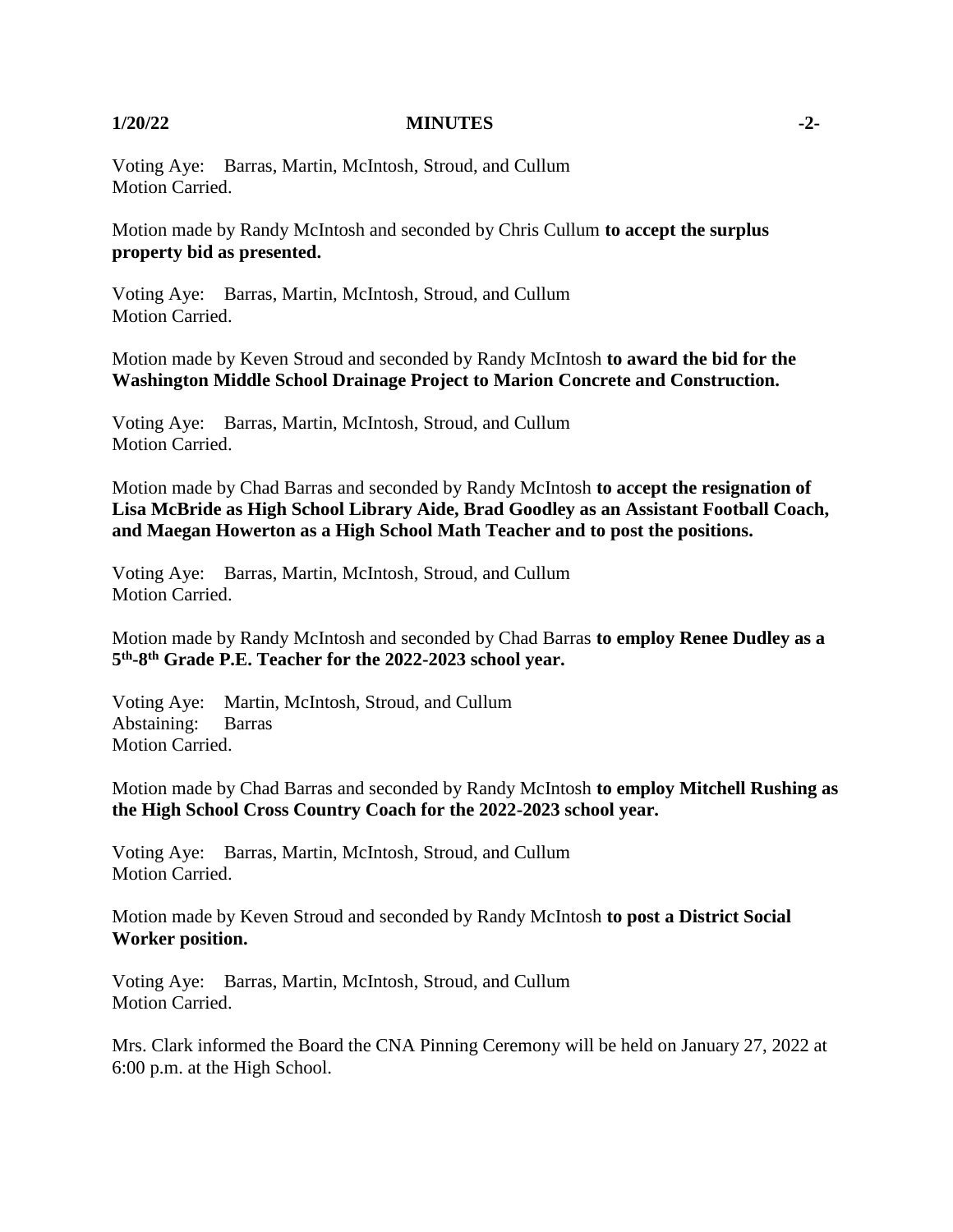Voting Aye: Barras, Martin, McIntosh, Stroud, and Cullum
Motion Carried.

Motion made by Randy McIntosh and seconded by Chris Cullum **to accept the surplus property bid as presented.**

Voting Aye: Barras, Martin, McIntosh, Stroud, and Cullum
Motion Carried.

Motion made by Keven Stroud and seconded by Randy McIntosh **to award the bid for the Washington Middle School Drainage Project to Marion Concrete and Construction.**

Voting Aye: Barras, Martin, McIntosh, Stroud, and Cullum
Motion Carried.

Motion made by Chad Barras and seconded by Randy McIntosh **to accept the resignation of Lisa McBride as High School Library Aide, Brad Goodley as an Assistant Football Coach, and Maegan Howerton as a High School Math Teacher and to post the positions.**

Voting Aye: Barras, Martin, McIntosh, Stroud, and Cullum
Motion Carried.

Motion made by Randy McIntosh and seconded by Chad Barras **to employ Renee Dudley as a 5th-8th Grade P.E. Teacher for the 2022-2023 school year.**

Voting Aye: Martin, McIntosh, Stroud, and Cullum
Abstaining: Barras
Motion Carried.

Motion made by Chad Barras and seconded by Randy McIntosh **to employ Mitchell Rushing as the High School Cross Country Coach for the 2022-2023 school year.**

Voting Aye: Barras, Martin, McIntosh, Stroud, and Cullum
Motion Carried.

Motion made by Keven Stroud and seconded by Randy McIntosh **to post a District Social Worker position.**

Voting Aye: Barras, Martin, McIntosh, Stroud, and Cullum
Motion Carried.

Mrs. Clark informed the Board the CNA Pinning Ceremony will be held on January 27, 2022 at 6:00 p.m. at the High School.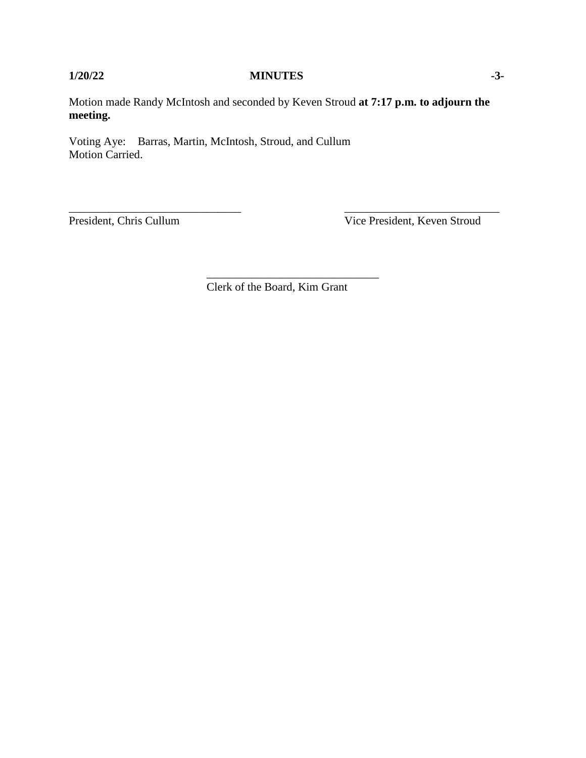Motion made Randy McIntosh and seconded by Keven Stroud **at 7:17 p.m. to adjourn the meeting.**

Voting Aye: Barras, Martin, McIntosh, Stroud, and Cullum
Motion Carried.

\_\_\_\_\_\_\_\_\_\_\_\_\_\_\_\_\_\_\_\_\_\_\_\_\_\_\_\_\_\_
President, Chris Cullum

\_\_\_\_\_\_\_\_\_\_\_\_\_\_\_\_\_\_\_\_\_\_\_\_\_\_\_\_\_\_
Vice President, Keven Stroud

\_\_\_\_\_\_\_\_\_\_\_\_\_\_\_\_\_\_\_\_\_\_\_\_\_\_\_\_\_\_
Clerk of the Board, Kim Grant